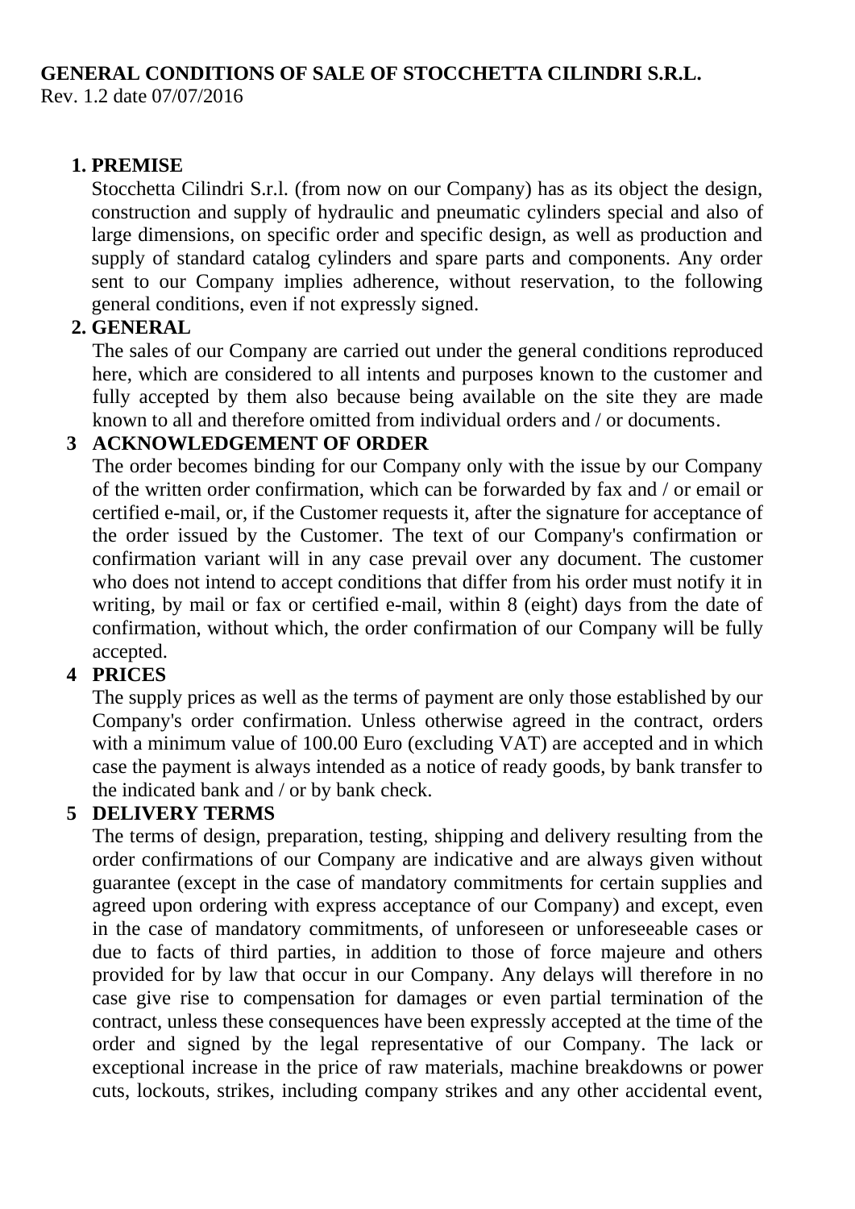**GENERAL CONDITIONS OF SALE OF STOCCHETTA CILINDRI S.R.L.**
Rev. 1.2 date 07/07/2016

1. **PREMISE**

   Stocchetta Cilindri S.r.l. (from now on our Company) has as its object the design, construction and supply of hydraulic and pneumatic cylinders special and also of large dimensions, on specific order and specific design, as well as production and supply of standard catalog cylinders and spare parts and components. Any order sent to our Company implies adherence, without reservation, to the following general conditions, even if not expressly signed.

2. **GENERAL**

   The sales of our Company are carried out under the general conditions reproduced here, which are considered to all intents and purposes known to the customer and fully accepted by them also because being available on the site they are made known to all and therefore omitted from individual orders and / or documents.

3. **ACKNOWLEDGEMENT OF ORDER**

   The order becomes binding for our Company only with the issue by our Company of the written order confirmation, which can be forwarded by fax and / or email or certified e-mail, or, if the Customer requests it, after the signature for acceptance of the order issued by the Customer. The text of our Company's confirmation or confirmation variant will in any case prevail over any document. The customer who does not intend to accept conditions that differ from his order must notify it in writing, by mail or fax or certified e-mail, within 8 (eight) days from the date of confirmation, without which, the order confirmation of our Company will be fully accepted.

4. **PRICES**

   The supply prices as well as the terms of payment are only those established by our Company's order confirmation. Unless otherwise agreed in the contract, orders with a minimum value of 100.00 Euro (excluding VAT) are accepted and in which case the payment is always intended as a notice of ready goods, by bank transfer to the indicated bank and / or by bank check.

5. **DELIVERY TERMS**

   The terms of design, preparation, testing, shipping and delivery resulting from the order confirmations of our Company are indicative and are always given without guarantee (except in the case of mandatory commitments for certain supplies and agreed upon ordering with express acceptance of our Company) and except, even in the case of mandatory commitments, of unforeseen or unforeseeable cases or due to facts of third parties, in addition to those of force majeure and others provided for by law that occur in our Company. Any delays will therefore in no case give rise to compensation for damages or even partial termination of the contract, unless these consequences have been expressly accepted at the time of the order and signed by the legal representative of our Company. The lack or exceptional increase in the price of raw materials, machine breakdowns or power cuts, lockouts, strikes, including company strikes and any other accidental event,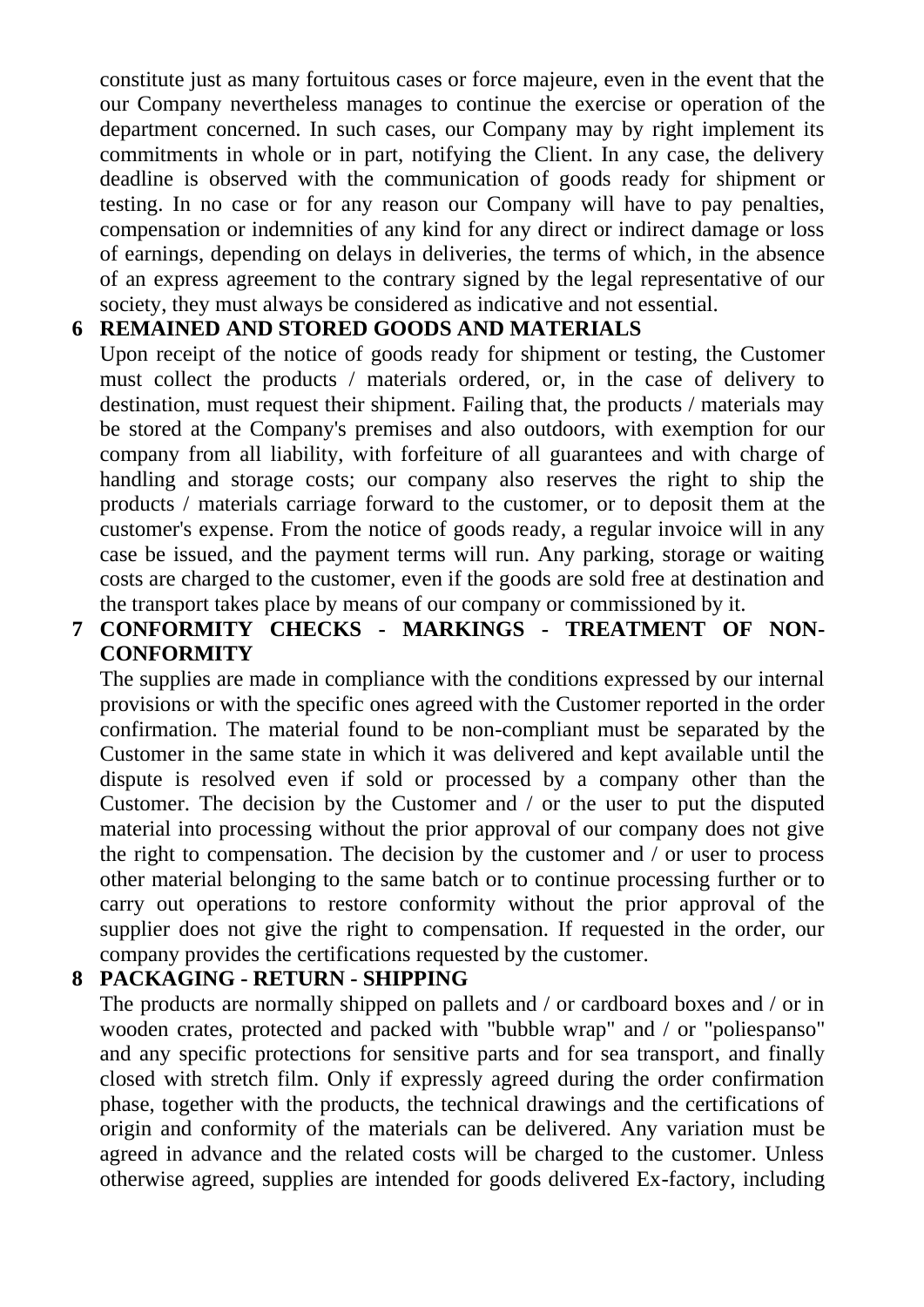constitute just as many fortuitous cases or force majeure, even in the event that the our Company nevertheless manages to continue the exercise or operation of the department concerned. In such cases, our Company may by right implement its commitments in whole or in part, notifying the Client. In any case, the delivery deadline is observed with the communication of goods ready for shipment or testing. In no case or for any reason our Company will have to pay penalties, compensation or indemnities of any kind for any direct or indirect damage or loss of earnings, depending on delays in deliveries, the terms of which, in the absence of an express agreement to the contrary signed by the legal representative of our society, they must always be considered as indicative and not essential.

## 6 REMAINED AND STORED GOODS AND MATERIALS

Upon receipt of the notice of goods ready for shipment or testing, the Customer must collect the products / materials ordered, or, in the case of delivery to destination, must request their shipment. Failing that, the products / materials may be stored at the Company's premises and also outdoors, with exemption for our company from all liability, with forfeiture of all guarantees and with charge of handling and storage costs; our company also reserves the right to ship the products / materials carriage forward to the customer, or to deposit them at the customer's expense. From the notice of goods ready, a regular invoice will in any case be issued, and the payment terms will run. Any parking, storage or waiting costs are charged to the customer, even if the goods are sold free at destination and the transport takes place by means of our company or commissioned by it.

## 7 CONFORMITY CHECKS - MARKINGS - TREATMENT OF NON-CONFORMITY

The supplies are made in compliance with the conditions expressed by our internal provisions or with the specific ones agreed with the Customer reported in the order confirmation. The material found to be non-compliant must be separated by the Customer in the same state in which it was delivered and kept available until the dispute is resolved even if sold or processed by a company other than the Customer. The decision by the Customer and / or the user to put the disputed material into processing without the prior approval of our company does not give the right to compensation. The decision by the customer and / or user to process other material belonging to the same batch or to continue processing further or to carry out operations to restore conformity without the prior approval of the supplier does not give the right to compensation. If requested in the order, our company provides the certifications requested by the customer.

## 8 PACKAGING - RETURN - SHIPPING

The products are normally shipped on pallets and / or cardboard boxes and / or in wooden crates, protected and packed with "bubble wrap" and / or "poliespanso" and any specific protections for sensitive parts and for sea transport, and finally closed with stretch film. Only if expressly agreed during the order confirmation phase, together with the products, the technical drawings and the certifications of origin and conformity of the materials can be delivered. Any variation must be agreed in advance and the related costs will be charged to the customer. Unless otherwise agreed, supplies are intended for goods delivered Ex-factory, including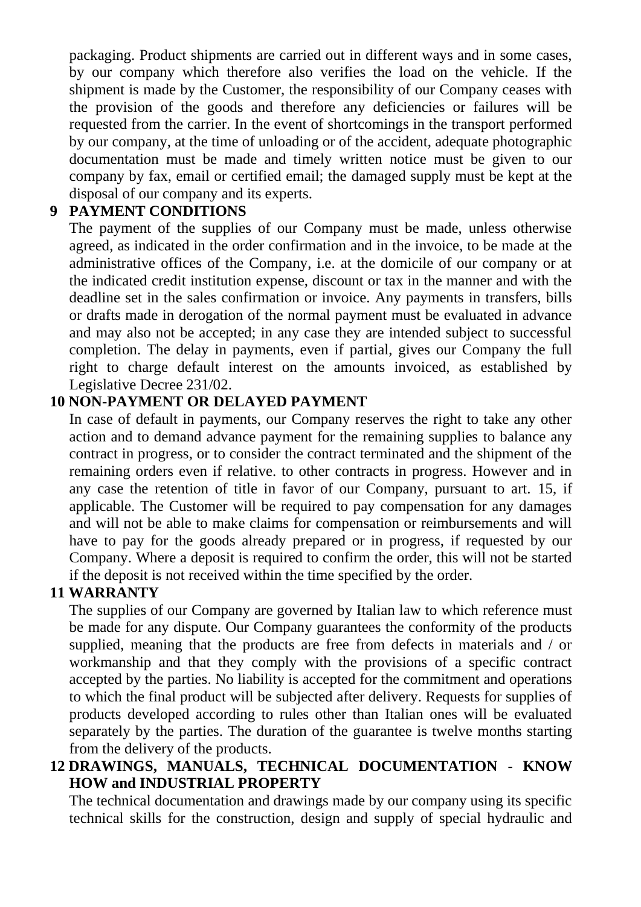packaging. Product shipments are carried out in different ways and in some cases, by our company which therefore also verifies the load on the vehicle. If the shipment is made by the Customer, the responsibility of our Company ceases with the provision of the goods and therefore any deficiencies or failures will be requested from the carrier. In the event of shortcomings in the transport performed by our company, at the time of unloading or of the accident, adequate photographic documentation must be made and timely written notice must be given to our company by fax, email or certified email; the damaged supply must be kept at the disposal of our company and its experts.

## 9 PAYMENT CONDITIONS

The payment of the supplies of our Company must be made, unless otherwise agreed, as indicated in the order confirmation and in the invoice, to be made at the administrative offices of the Company, i.e. at the domicile of our company or at the indicated credit institution expense, discount or tax in the manner and with the deadline set in the sales confirmation or invoice. Any payments in transfers, bills or drafts made in derogation of the normal payment must be evaluated in advance and may also not be accepted; in any case they are intended subject to successful completion. The delay in payments, even if partial, gives our Company the full right to charge default interest on the amounts invoiced, as established by Legislative Decree 231/02.

## 10 NON-PAYMENT OR DELAYED PAYMENT

In case of default in payments, our Company reserves the right to take any other action and to demand advance payment for the remaining supplies to balance any contract in progress, or to consider the contract terminated and the shipment of the remaining orders even if relative. to other contracts in progress. However and in any case the retention of title in favor of our Company, pursuant to art. 15, if applicable. The Customer will be required to pay compensation for any damages and will not be able to make claims for compensation or reimbursements and will have to pay for the goods already prepared or in progress, if requested by our Company. Where a deposit is required to confirm the order, this will not be started if the deposit is not received within the time specified by the order.

## 11 WARRANTY

The supplies of our Company are governed by Italian law to which reference must be made for any dispute. Our Company guarantees the conformity of the products supplied, meaning that the products are free from defects in materials and / or workmanship and that they comply with the provisions of a specific contract accepted by the parties. No liability is accepted for the commitment and operations to which the final product will be subjected after delivery. Requests for supplies of products developed according to rules other than Italian ones will be evaluated separately by the parties. The duration of the guarantee is twelve months starting from the delivery of the products.

## 12 DRAWINGS, MANUALS, TECHNICAL DOCUMENTATION - KNOW HOW and INDUSTRIAL PROPERTY

The technical documentation and drawings made by our company using its specific technical skills for the construction, design and supply of special hydraulic and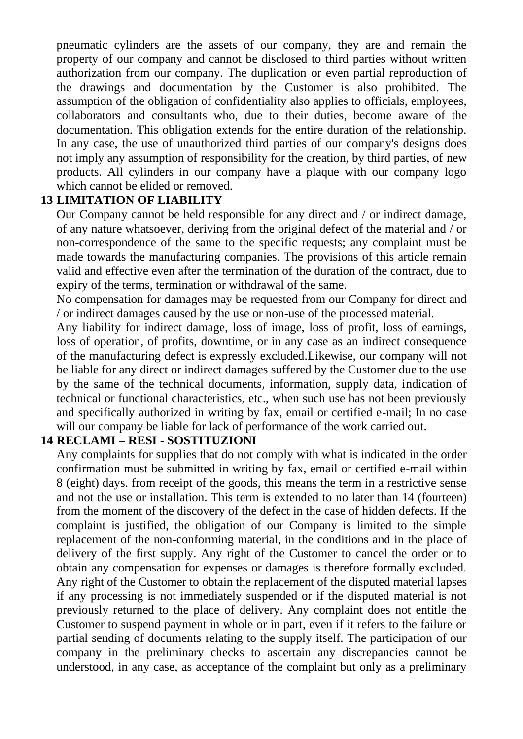pneumatic cylinders are the assets of our company, they are and remain the property of our company and cannot be disclosed to third parties without written authorization from our company. The duplication or even partial reproduction of the drawings and documentation by the Customer is also prohibited. The assumption of the obligation of confidentiality also applies to officials, employees, collaborators and consultants who, due to their duties, become aware of the documentation. This obligation extends for the entire duration of the relationship. In any case, the use of unauthorized third parties of our company's designs does not imply any assumption of responsibility for the creation, by third parties, of new products. All cylinders in our company have a plaque with our company logo which cannot be elided or removed.

## 13 LIMITATION OF LIABILITY

Our Company cannot be held responsible for any direct and / or indirect damage, of any nature whatsoever, deriving from the original defect of the material and / or non-correspondence of the same to the specific requests; any complaint must be made towards the manufacturing companies. The provisions of this article remain valid and effective even after the termination of the duration of the contract, due to expiry of the terms, termination or withdrawal of the same.

No compensation for damages may be requested from our Company for direct and / or indirect damages caused by the use or non-use of the processed material.

Any liability for indirect damage, loss of image, loss of profit, loss of earnings, loss of operation, of profits, downtime, or in any case as an indirect consequence of the manufacturing defect is expressly excluded.Likewise, our company will not be liable for any direct or indirect damages suffered by the Customer due to the use by the same of the technical documents, information, supply data, indication of technical or functional characteristics, etc., when such use has not been previously and specifically authorized in writing by fax, email or certified e-mail; In no case will our company be liable for lack of performance of the work carried out.

## 14 RECLAMI – RESI - SOSTITUZIONI

Any complaints for supplies that do not comply with what is indicated in the order confirmation must be submitted in writing by fax, email or certified e-mail within 8 (eight) days. from receipt of the goods, this means the term in a restrictive sense and not the use or installation. This term is extended to no later than 14 (fourteen) from the moment of the discovery of the defect in the case of hidden defects. If the complaint is justified, the obligation of our Company is limited to the simple replacement of the non-conforming material, in the conditions and in the place of delivery of the first supply. Any right of the Customer to cancel the order or to obtain any compensation for expenses or damages is therefore formally excluded. Any right of the Customer to obtain the replacement of the disputed material lapses if any processing is not immediately suspended or if the disputed material is not previously returned to the place of delivery. Any complaint does not entitle the Customer to suspend payment in whole or in part, even if it refers to the failure or partial sending of documents relating to the supply itself. The participation of our company in the preliminary checks to ascertain any discrepancies cannot be understood, in any case, as acceptance of the complaint but only as a preliminary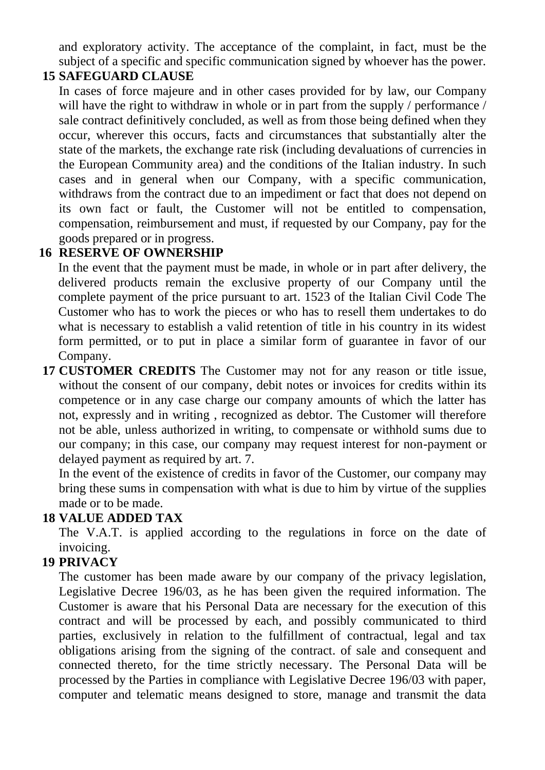and exploratory activity. The acceptance of the complaint, in fact, must be the subject of a specific and specific communication signed by whoever has the power.

**15 SAFEGUARD CLAUSE**

In cases of force majeure and in other cases provided for by law, our Company will have the right to withdraw in whole or in part from the supply / performance / sale contract definitively concluded, as well as from those being defined when they occur, wherever this occurs, facts and circumstances that substantially alter the state of the markets, the exchange rate risk (including devaluations of currencies in the European Community area) and the conditions of the Italian industry. In such cases and in general when our Company, with a specific communication, withdraws from the contract due to an impediment or fact that does not depend on its own fact or fault, the Customer will not be entitled to compensation, compensation, reimbursement and must, if requested by our Company, pay for the goods prepared or in progress.

**16 RESERVE OF OWNERSHIP**

In the event that the payment must be made, in whole or in part after delivery, the delivered products remain the exclusive property of our Company until the complete payment of the price pursuant to art. 1523 of the Italian Civil Code The Customer who has to work the pieces or who has to resell them undertakes to do what is necessary to establish a valid retention of title in his country in its widest form permitted, or to put in place a similar form of guarantee in favor of our Company.

**17 CUSTOMER CREDITS** The Customer may not for any reason or title issue, without the consent of our company, debit notes or invoices for credits within its competence or in any case charge our company amounts of which the latter has not, expressly and in writing , recognized as debtor. The Customer will therefore not be able, unless authorized in writing, to compensate or withhold sums due to our company; in this case, our company may request interest for non-payment or delayed payment as required by art. 7.

In the event of the existence of credits in favor of the Customer, our company may bring these sums in compensation with what is due to him by virtue of the supplies made or to be made.

**18 VALUE ADDED TAX**

The V.A.T. is applied according to the regulations in force on the date of invoicing.

**19 PRIVACY**

The customer has been made aware by our company of the privacy legislation, Legislative Decree 196/03, as he has been given the required information. The Customer is aware that his Personal Data are necessary for the execution of this contract and will be processed by each, and possibly communicated to third parties, exclusively in relation to the fulfillment of contractual, legal and tax obligations arising from the signing of the contract. of sale and consequent and connected thereto, for the time strictly necessary. The Personal Data will be processed by the Parties in compliance with Legislative Decree 196/03 with paper, computer and telematic means designed to store, manage and transmit the data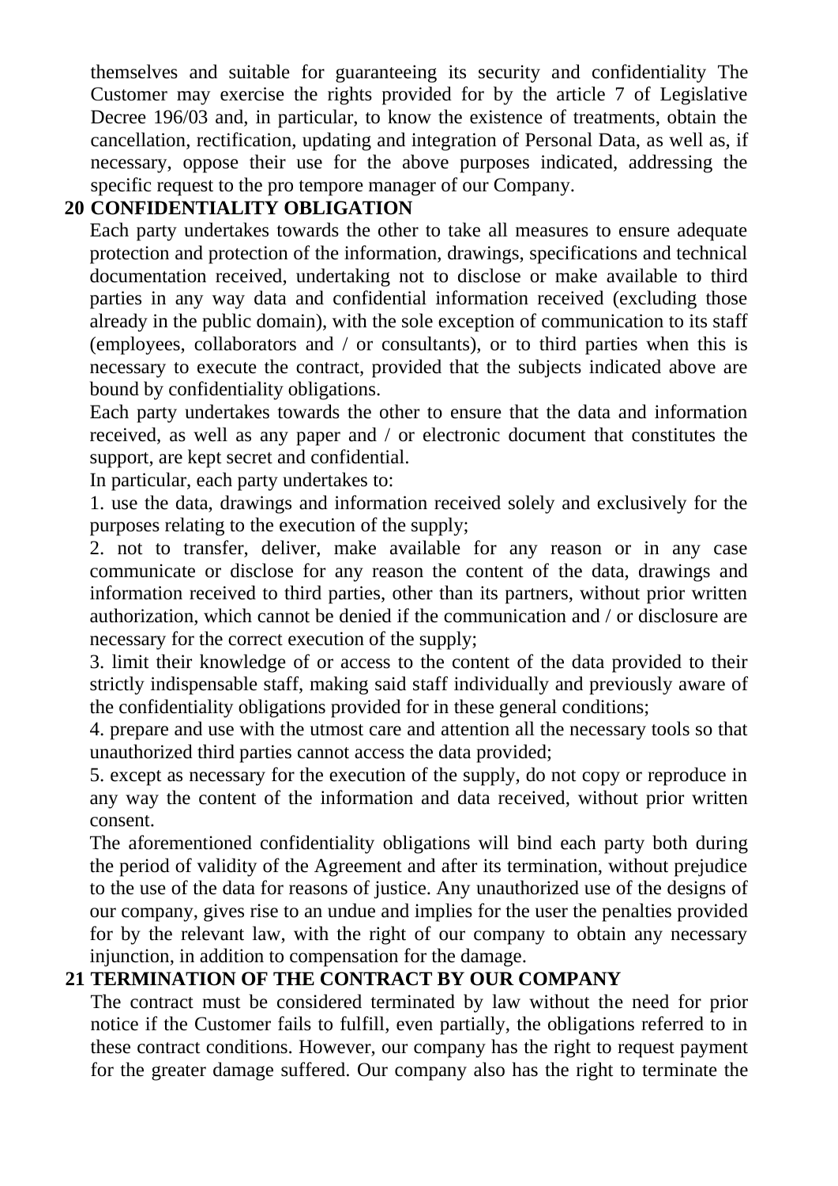themselves and suitable for guaranteeing its security and confidentiality The Customer may exercise the rights provided for by the article 7 of Legislative Decree 196/03 and, in particular, to know the existence of treatments, obtain the cancellation, rectification, updating and integration of Personal Data, as well as, if necessary, oppose their use for the above purposes indicated, addressing the specific request to the pro tempore manager of our Company.

## 20 CONFIDENTIALITY OBLIGATION

Each party undertakes towards the other to take all measures to ensure adequate protection and protection of the information, drawings, specifications and technical documentation received, undertaking not to disclose or make available to third parties in any way data and confidential information received (excluding those already in the public domain), with the sole exception of communication to its staff (employees, collaborators and / or consultants), or to third parties when this is necessary to execute the contract, provided that the subjects indicated above are bound by confidentiality obligations.

Each party undertakes towards the other to ensure that the data and information received, as well as any paper and / or electronic document that constitutes the support, are kept secret and confidential.

In particular, each party undertakes to:

1. use the data, drawings and information received solely and exclusively for the purposes relating to the execution of the supply;
2. not to transfer, deliver, make available for any reason or in any case communicate or disclose for any reason the content of the data, drawings and information received to third parties, other than its partners, without prior written authorization, which cannot be denied if the communication and / or disclosure are necessary for the correct execution of the supply;
3. limit their knowledge of or access to the content of the data provided to their strictly indispensable staff, making said staff individually and previously aware of the confidentiality obligations provided for in these general conditions;
4. prepare and use with the utmost care and attention all the necessary tools so that unauthorized third parties cannot access the data provided;
5. except as necessary for the execution of the supply, do not copy or reproduce in any way the content of the information and data received, without prior written consent.

The aforementioned confidentiality obligations will bind each party both during the period of validity of the Agreement and after its termination, without prejudice to the use of the data for reasons of justice. Any unauthorized use of the designs of our company, gives rise to an undue and implies for the user the penalties provided for by the relevant law, with the right of our company to obtain any necessary injunction, in addition to compensation for the damage.

## 21 TERMINATION OF THE CONTRACT BY OUR COMPANY

The contract must be considered terminated by law without the need for prior notice if the Customer fails to fulfill, even partially, the obligations referred to in these contract conditions. However, our company has the right to request payment for the greater damage suffered. Our company also has the right to terminate the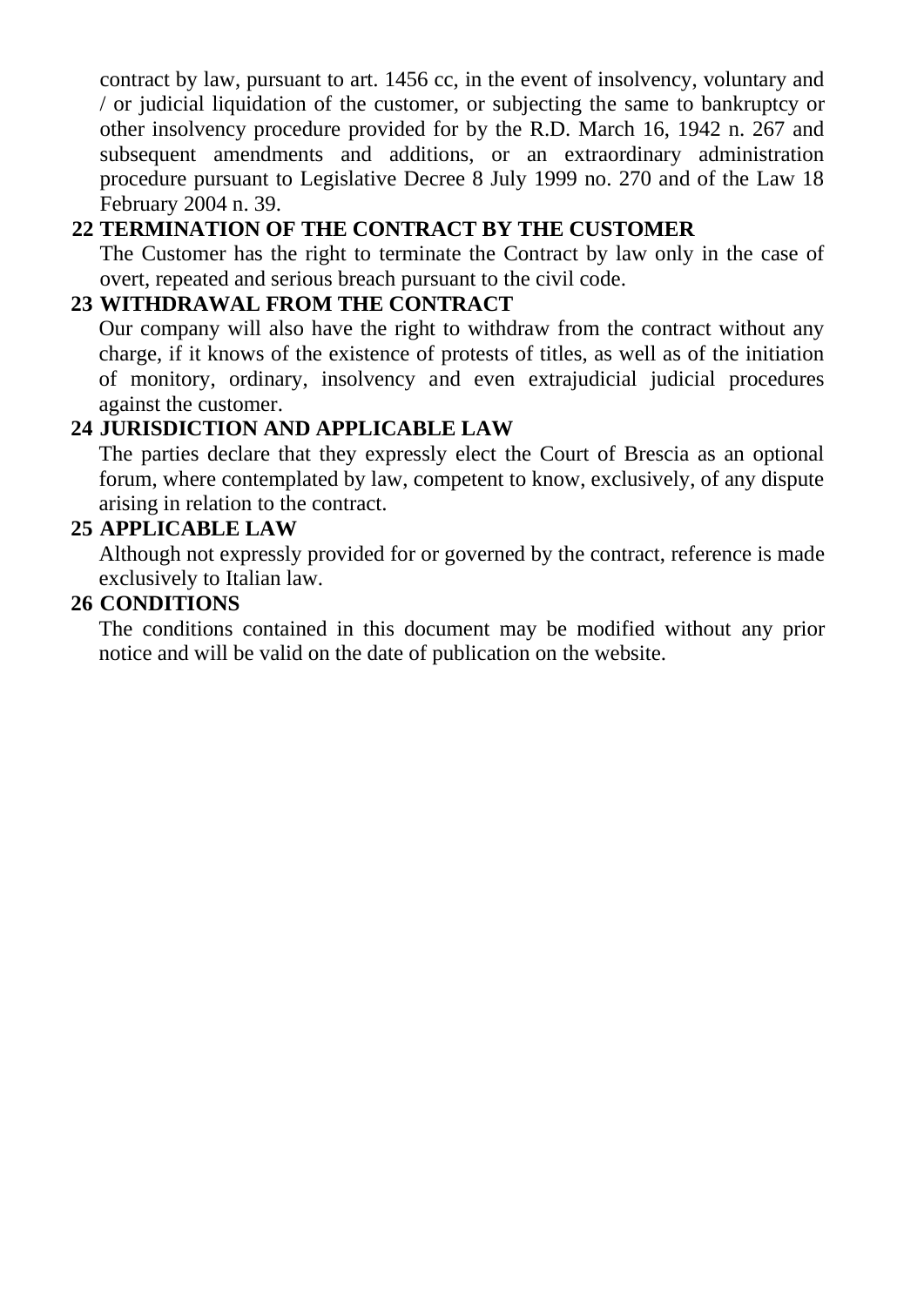contract by law, pursuant to art. 1456 cc, in the event of insolvency, voluntary and / or judicial liquidation of the customer, or subjecting the same to bankruptcy or other insolvency procedure provided for by the R.D. March 16, 1942 n. 267 and subsequent amendments and additions, or an extraordinary administration procedure pursuant to Legislative Decree 8 July 1999 no. 270 and of the Law 18 February 2004 n. 39.

## 22 TERMINATION OF THE CONTRACT BY THE CUSTOMER

The Customer has the right to terminate the Contract by law only in the case of overt, repeated and serious breach pursuant to the civil code.

## 23 WITHDRAWAL FROM THE CONTRACT

Our company will also have the right to withdraw from the contract without any charge, if it knows of the existence of protests of titles, as well as of the initiation of monitory, ordinary, insolvency and even extrajudicial judicial procedures against the customer.

## 24 JURISDICTION AND APPLICABLE LAW

The parties declare that they expressly elect the Court of Brescia as an optional forum, where contemplated by law, competent to know, exclusively, of any dispute arising in relation to the contract.

## 25 APPLICABLE LAW

Although not expressly provided for or governed by the contract, reference is made exclusively to Italian law.

## 26 CONDITIONS

The conditions contained in this document may be modified without any prior notice and will be valid on the date of publication on the website.